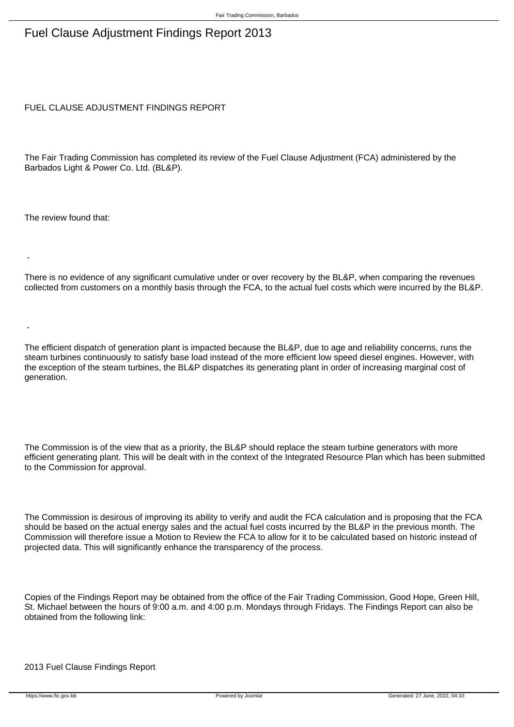# Fuel Clause Adjustment Findings Report 2013

FUEL CLAUSE ADJUSTMENT FINDINGS REPORT

The Fair Trading Commission has completed its review of the Fuel Clause Adjustment (FCA) administered by the Barbados Light & Power Co. Ltd. (BL&P).

The review found that:

- There is no evidence of any significant cumulative under or over recovery by the BL&P, when comparing the revenues collected from customers on a monthly basis through the FCA, to the actual fuel costs which were incurred by the BL&P.

- The efficient dispatch of generation plant is impacted because the BL&P, due to age and reliability concerns, runs the steam turbines continuously to satisfy base load instead of the more efficient low speed diesel engines. However, with the exception of the steam turbines, the BL&P dispatches its generating plant in order of increasing marginal cost of generation.

The Commission is of the view that as a priority, the BL&P should replace the steam turbine generators with more efficient generating plant. This will be dealt with in the context of the Integrated Resource Plan which has been submitted to the Commission for approval.

The Commission is desirous of improving its ability to verify and audit the FCA calculation and is proposing that the FCA should be based on the actual energy sales and the actual fuel costs incurred by the BL&P in the previous month. The Commission will therefore issue a Motion to Review the FCA to allow for it to be calculated based on historic instead of projected data. This will significantly enhance the transparency of the process.

Copies of the Findings Report may be obtained from the office of the Fair Trading Commission, Good Hope, Green Hill, St. Michael between the hours of 9:00 a.m. and 4:00 p.m. Mondays through Fridays. The Findings Report can also be obtained from the following link:

2013 Fuel Clause Findings Report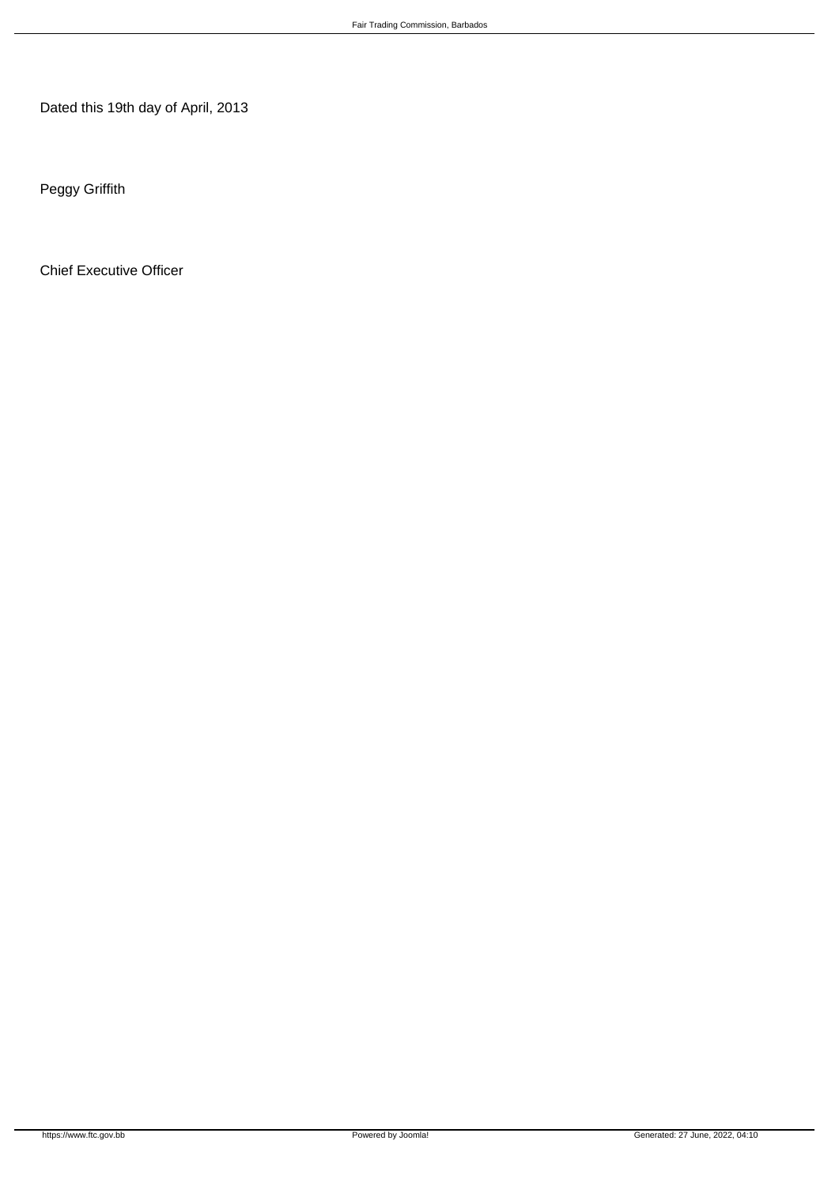Dated this 19th day of April, 2013

Peggy Griffith

Chief Executive Officer